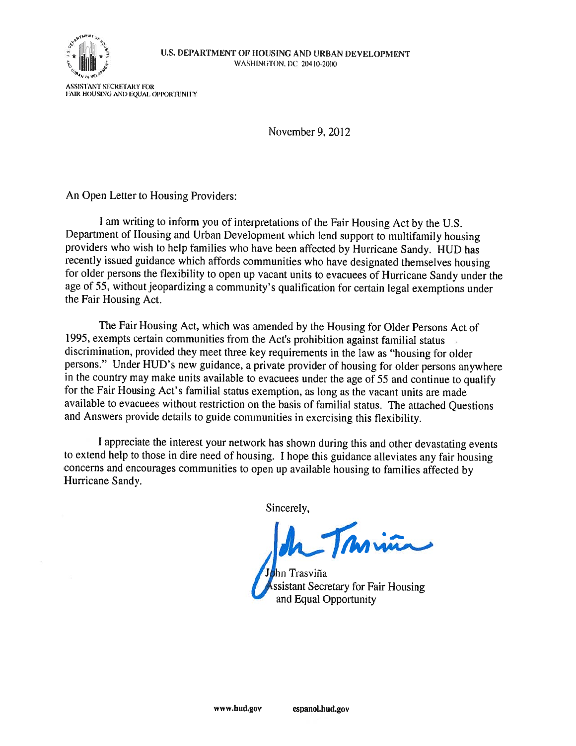U.S. DEPARTMENT OF HOUSING AND URBAN DEVELOPMENT
WASHINGTON, DC 20410-2000

ASSISTANT SECRETARY FOR
FAIR HOUSING AND EQUAL OPPORTUNITY

November 9, 2012

An Open Letter to Housing Providers:

I am writing to inform you of interpretations of the Fair Housing Act by the U.S. Department of Housing and Urban Development which lend support to multifamily housing providers who wish to help families who have been affected by Hurricane Sandy. HUD has recently issued guidance which affords communities who have designated themselves housing for older persons the flexibility to open up vacant units to evacuees of Hurricane Sandy under the age of 55, without jeopardizing a community's qualification for certain legal exemptions under the Fair Housing Act.

The Fair Housing Act, which was amended by the Housing for Older Persons Act of 1995, exempts certain communities from the Act's prohibition against familial status discrimination, provided they meet three key requirements in the law as "housing for older persons." Under HUD's new guidance, a private provider of housing for older persons anywhere in the country may make units available to evacuees under the age of 55 and continue to qualify for the Fair Housing Act's familial status exemption, as long as the vacant units are made available to evacuees without restriction on the basis of familial status. The attached Questions and Answers provide details to guide communities in exercising this flexibility.

I appreciate the interest your network has shown during this and other devastating events to extend help to those in dire need of housing. I hope this guidance alleviates any fair housing concerns and encourages communities to open up available housing to families affected by Hurricane Sandy.

Sincerely,

John Trasviña
Assistant Secretary for Fair Housing
and Equal Opportunity

www.hud.gov espanol.hud.gov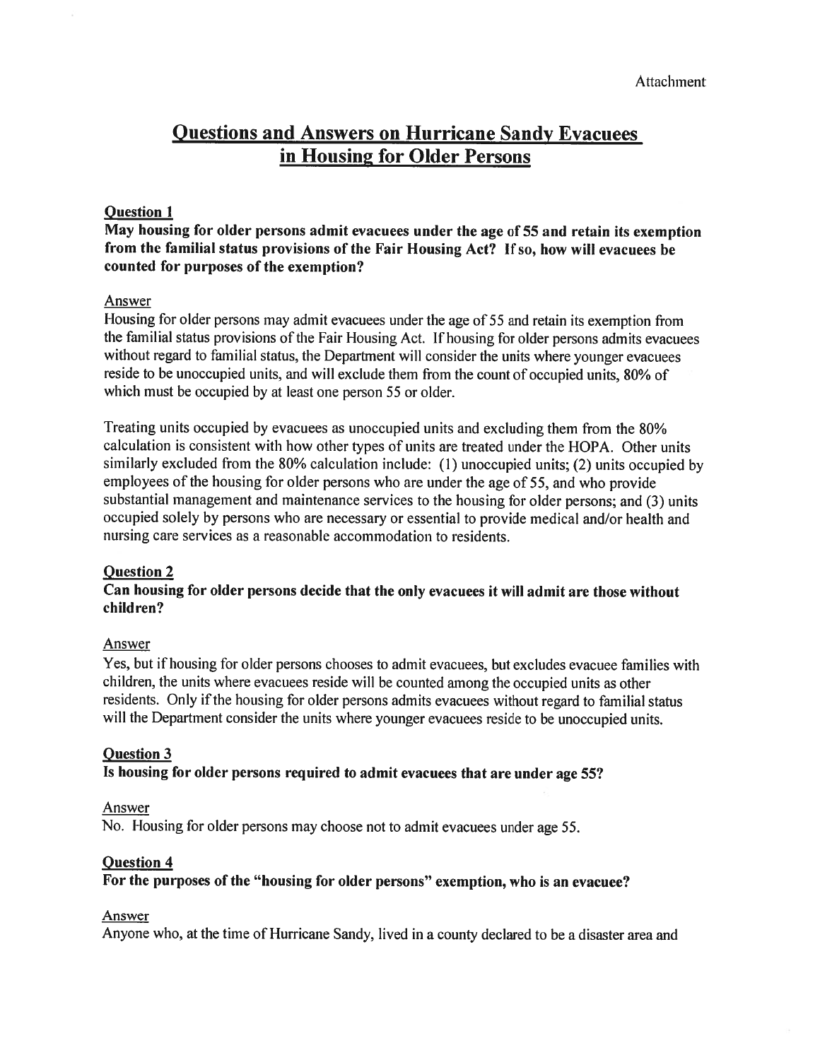Attachment

# Questions and Answers on Hurricane Sandy Evacuees in Housing for Older Persons

## Question 1

**May housing for older persons admit evacuees under the age of 55 and retain its exemption from the familial status provisions of the Fair Housing Act? If so, how will evacuees be counted for purposes of the exemption?**

Answer

Housing for older persons may admit evacuees under the age of 55 and retain its exemption from the familial status provisions of the Fair Housing Act. If housing for older persons admits evacuees without regard to familial status, the Department will consider the units where younger evacuees reside to be unoccupied units, and will exclude them from the count of occupied units, 80% of which must be occupied by at least one person 55 or older.

Treating units occupied by evacuees as unoccupied units and excluding them from the 80% calculation is consistent with how other types of units are treated under the HOPA. Other units similarly excluded from the 80% calculation include: (1) unoccupied units; (2) units occupied by employees of the housing for older persons who are under the age of 55, and who provide substantial management and maintenance services to the housing for older persons; and (3) units occupied solely by persons who are necessary or essential to provide medical and/or health and nursing care services as a reasonable accommodation to residents.

## Question 2

**Can housing for older persons decide that the only evacuees it will admit are those without children?**

Answer

Yes, but if housing for older persons chooses to admit evacuees, but excludes evacuee families with children, the units where evacuees reside will be counted among the occupied units as other residents. Only if the housing for older persons admits evacuees without regard to familial status will the Department consider the units where younger evacuees reside to be unoccupied units.

## Question 3

**Is housing for older persons required to admit evacuees that are under age 55?**

Answer

No. Housing for older persons may choose not to admit evacuees under age 55.

## Question 4

**For the purposes of the "housing for older persons" exemption, who is an evacuee?**

Answer

Anyone who, at the time of Hurricane Sandy, lived in a county declared to be a disaster area and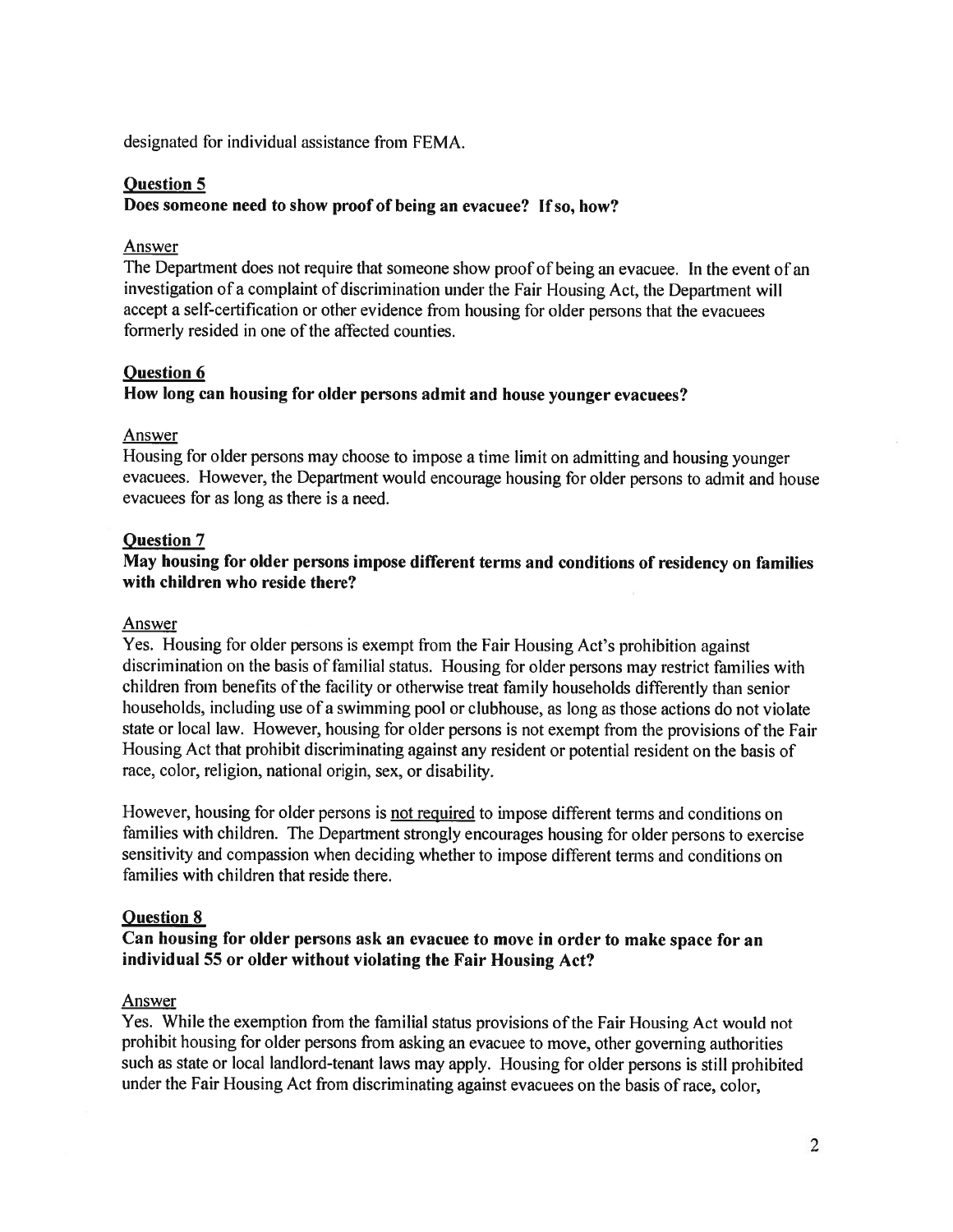designated for individual assistance from FEMA.

## Question 5

**Does someone need to show proof of being an evacuee? If so, how?**

Answer

The Department does not require that someone show proof of being an evacuee. In the event of an investigation of a complaint of discrimination under the Fair Housing Act, the Department will accept a self-certification or other evidence from housing for older persons that the evacuees formerly resided in one of the affected counties.

## Question 6

**How long can housing for older persons admit and house younger evacuees?**

Answer

Housing for older persons may choose to impose a time limit on admitting and housing younger evacuees. However, the Department would encourage housing for older persons to admit and house evacuees for as long as there is a need.

## Question 7

**May housing for older persons impose different terms and conditions of residency on families with children who reside there?**

Answer

Yes. Housing for older persons is exempt from the Fair Housing Act's prohibition against discrimination on the basis of familial status. Housing for older persons may restrict families with children from benefits of the facility or otherwise treat family households differently than senior households, including use of a swimming pool or clubhouse, as long as those actions do not violate state or local law. However, housing for older persons is not exempt from the provisions of the Fair Housing Act that prohibit discriminating against any resident or potential resident on the basis of race, color, religion, national origin, sex, or disability.

However, housing for older persons is not required to impose different terms and conditions on families with children. The Department strongly encourages housing for older persons to exercise sensitivity and compassion when deciding whether to impose different terms and conditions on families with children that reside there.

## Question 8

**Can housing for older persons ask an evacuee to move in order to make space for an individual 55 or older without violating the Fair Housing Act?**

Answer

Yes. While the exemption from the familial status provisions of the Fair Housing Act would not prohibit housing for older persons from asking an evacuee to move, other governing authorities such as state or local landlord-tenant laws may apply. Housing for older persons is still prohibited under the Fair Housing Act from discriminating against evacuees on the basis of race, color,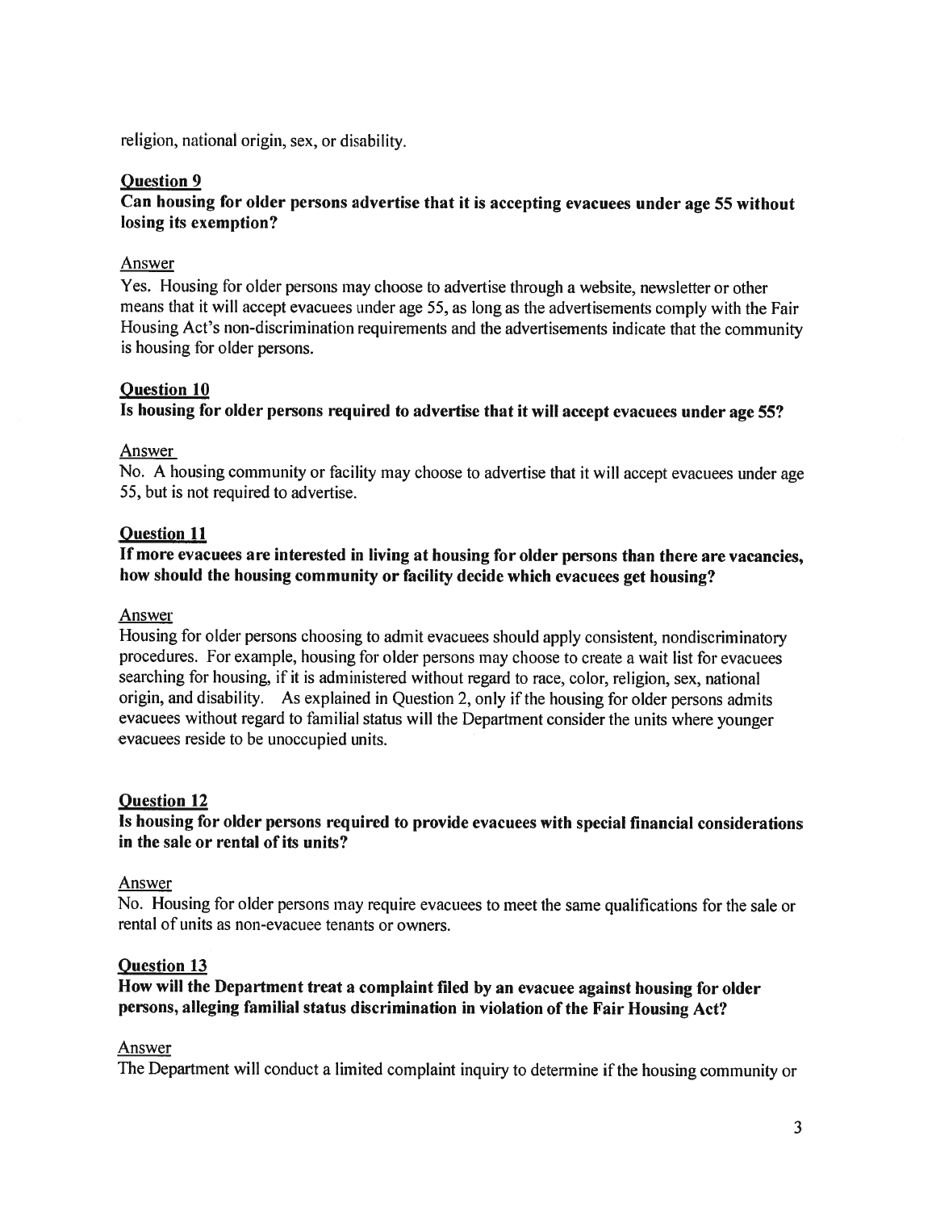religion, national origin, sex, or disability.

**Question 9**

**Can housing for older persons advertise that it is accepting evacuees under age 55 without losing its exemption?**

Answer

Yes. Housing for older persons may choose to advertise through a website, newsletter or other means that it will accept evacuees under age 55, as long as the advertisements comply with the Fair Housing Act's non-discrimination requirements and the advertisements indicate that the community is housing for older persons.

**Question 10**

**Is housing for older persons required to advertise that it will accept evacuees under age 55?**

Answer

No. A housing community or facility may choose to advertise that it will accept evacuees under age 55, but is not required to advertise.

**Question 11**

**If more evacuees are interested in living at housing for older persons than there are vacancies, how should the housing community or facility decide which evacuees get housing?**

Answer

Housing for older persons choosing to admit evacuees should apply consistent, nondiscriminatory procedures. For example, housing for older persons may choose to create a wait list for evacuees searching for housing, if it is administered without regard to race, color, religion, sex, national origin, and disability. As explained in Question 2, only if the housing for older persons admits evacuees without regard to familial status will the Department consider the units where younger evacuees reside to be unoccupied units.

**Question 12**

**Is housing for older persons required to provide evacuees with special financial considerations in the sale or rental of its units?**

Answer

No. Housing for older persons may require evacuees to meet the same qualifications for the sale or rental of units as non-evacuee tenants or owners.

**Question 13**

**How will the Department treat a complaint filed by an evacuee against housing for older persons, alleging familial status discrimination in violation of the Fair Housing Act?**

Answer

The Department will conduct a limited complaint inquiry to determine if the housing community or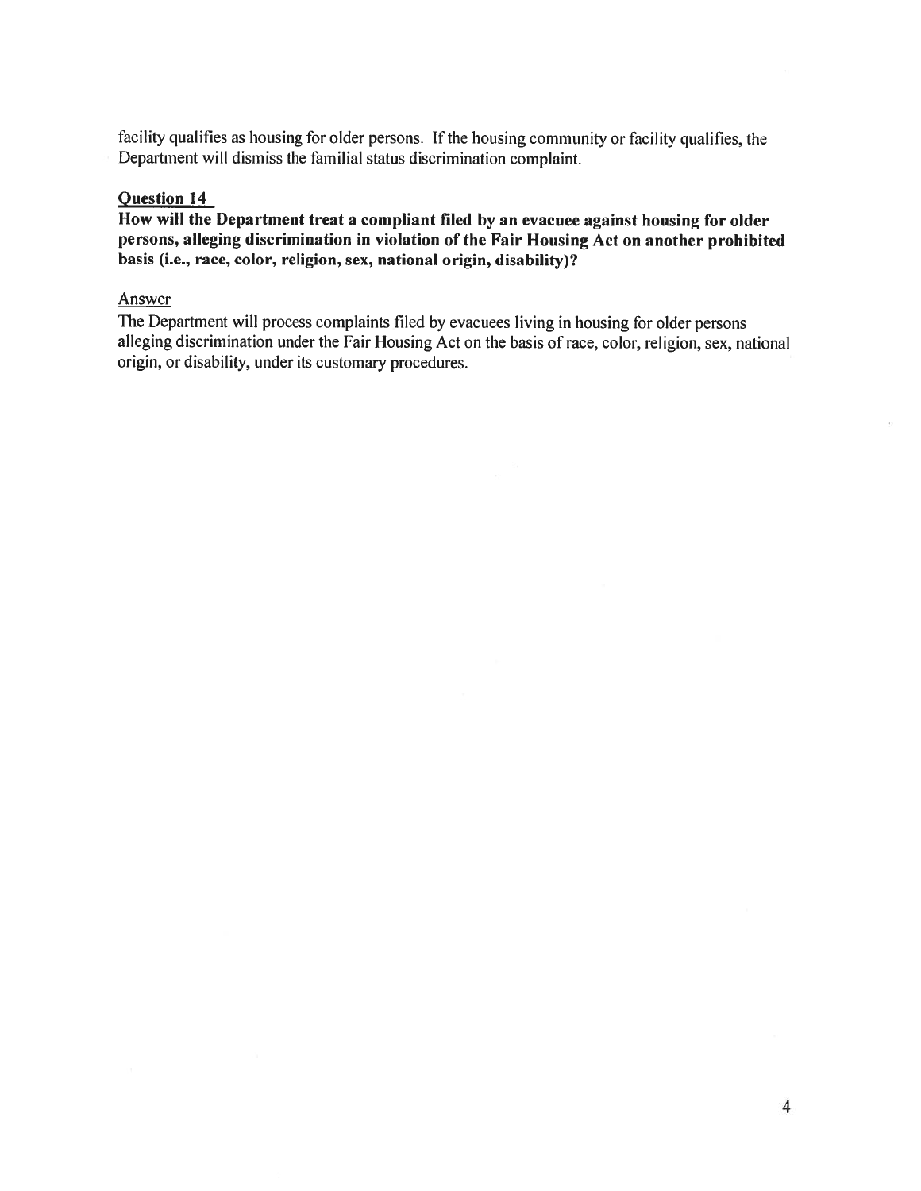facility qualifies as housing for older persons. If the housing community or facility qualifies, the Department will dismiss the familial status discrimination complaint.

**Question 14**

**How will the Department treat a compliant filed by an evacuee against housing for older persons, alleging discrimination in violation of the Fair Housing Act on another prohibited basis (i.e., race, color, religion, sex, national origin, disability)?**

Answer

The Department will process complaints filed by evacuees living in housing for older persons alleging discrimination under the Fair Housing Act on the basis of race, color, religion, sex, national origin, or disability, under its customary procedures.